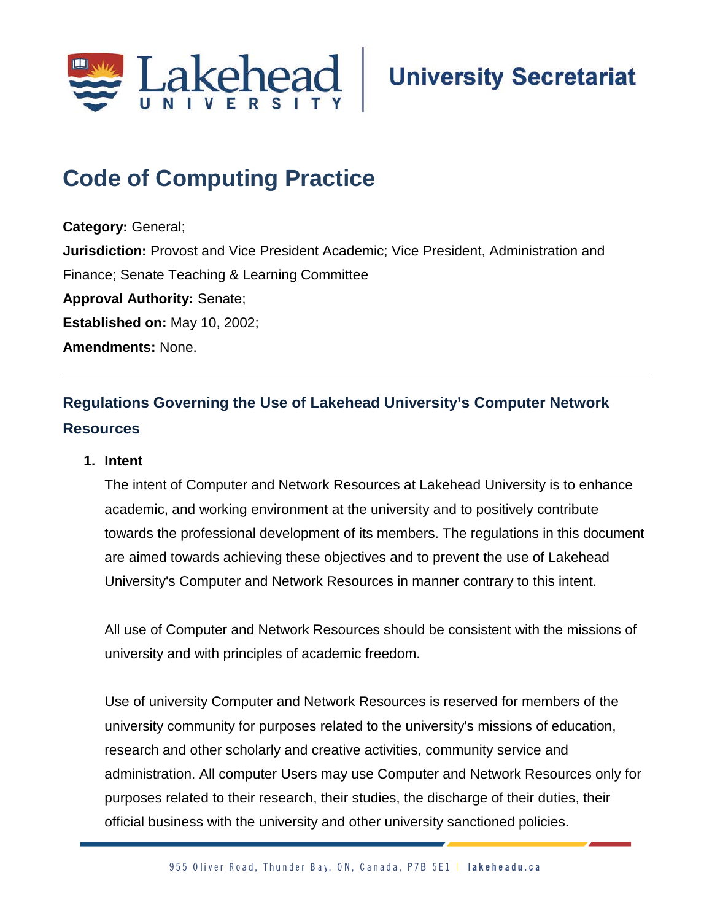Lakehead University | University Secretariat

# Code of Computing Practice

**Category:** General;
**Jurisdiction:** Provost and Vice President Academic; Vice President, Administration and Finance; Senate Teaching & Learning Committee
**Approval Authority:** Senate;
**Established on:** May 10, 2002;
**Amendments:** None.

---

## Regulations Governing the Use of Lakehead University's Computer Network Resources

1. **Intent**

   The intent of Computer and Network Resources at Lakehead University is to enhance academic, and working environment at the university and to positively contribute towards the professional development of its members. The regulations in this document are aimed towards achieving these objectives and to prevent the use of Lakehead University's Computer and Network Resources in manner contrary to this intent.

   All use of Computer and Network Resources should be consistent with the missions of university and with principles of academic freedom.

   Use of university Computer and Network Resources is reserved for members of the university community for purposes related to the university's missions of education, research and other scholarly and creative activities, community service and administration. All computer Users may use Computer and Network Resources only for purposes related to their research, their studies, the discharge of their duties, their official business with the university and other university sanctioned policies.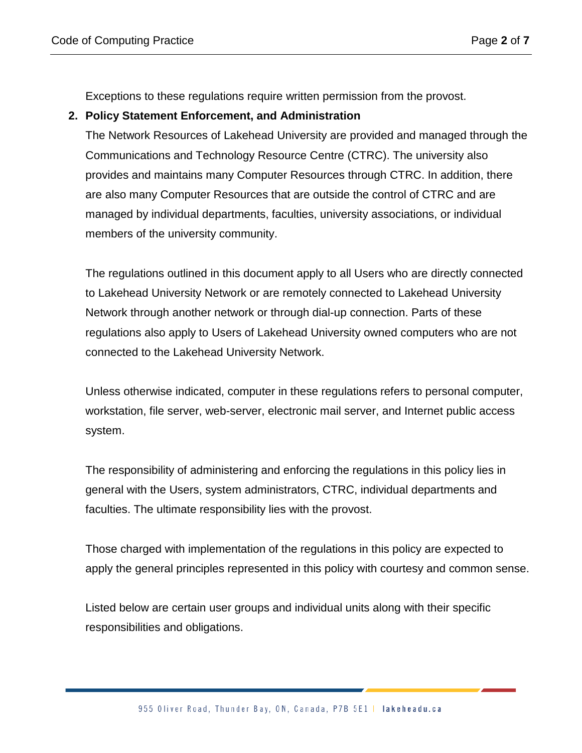Exceptions to these regulations require written permission from the provost.

## 2. Policy Statement Enforcement, and Administration

The Network Resources of Lakehead University are provided and managed through the Communications and Technology Resource Centre (CTRC). The university also provides and maintains many Computer Resources through CTRC. In addition, there are also many Computer Resources that are outside the control of CTRC and are managed by individual departments, faculties, university associations, or individual members of the university community.

The regulations outlined in this document apply to all Users who are directly connected to Lakehead University Network or are remotely connected to Lakehead University Network through another network or through dial-up connection. Parts of these regulations also apply to Users of Lakehead University owned computers who are not connected to the Lakehead University Network.

Unless otherwise indicated, computer in these regulations refers to personal computer, workstation, file server, web-server, electronic mail server, and Internet public access system.

The responsibility of administering and enforcing the regulations in this policy lies in general with the Users, system administrators, CTRC, individual departments and faculties. The ultimate responsibility lies with the provost.

Those charged with implementation of the regulations in this policy are expected to apply the general principles represented in this policy with courtesy and common sense.

Listed below are certain user groups and individual units along with their specific responsibilities and obligations.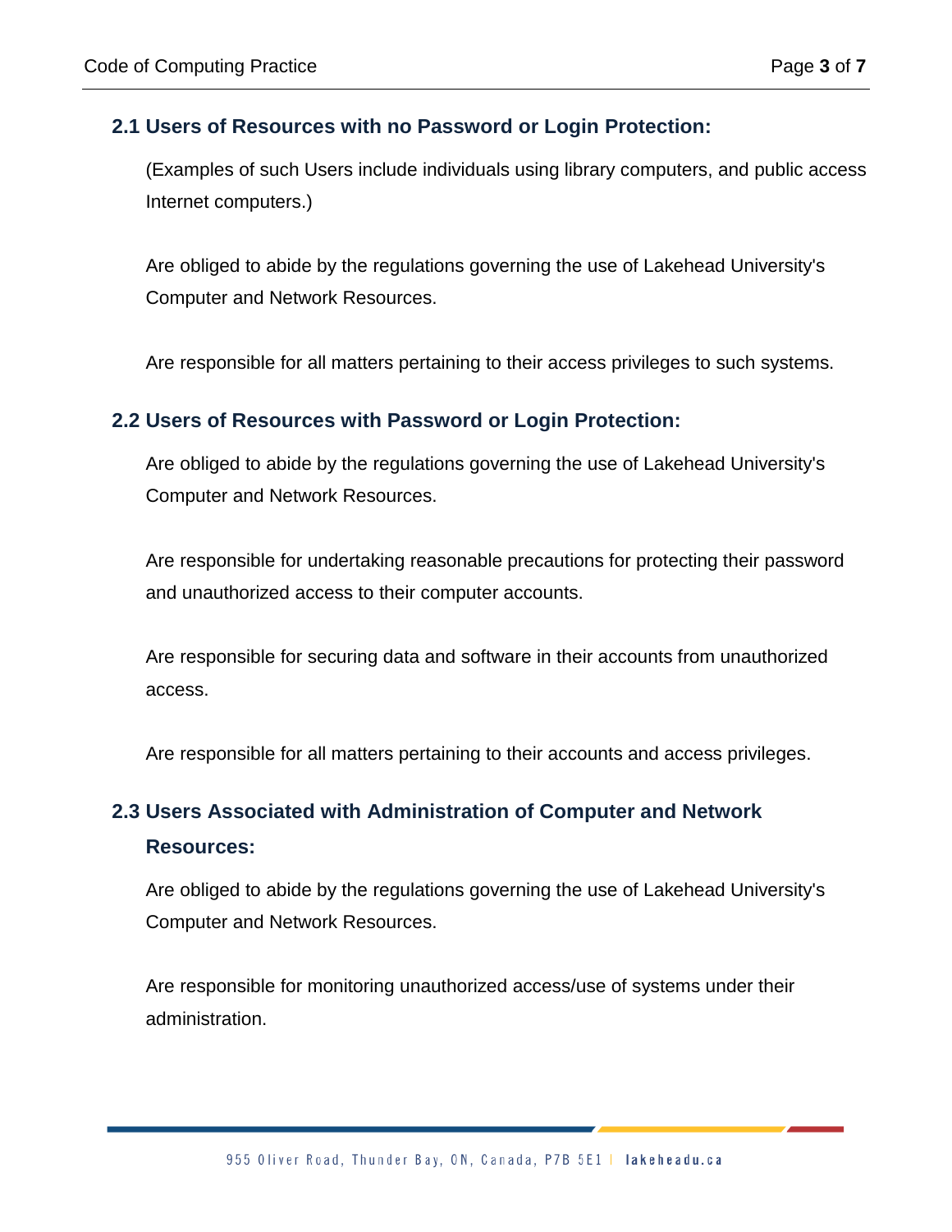### 2.1 Users of Resources with no Password or Login Protection:

(Examples of such Users include individuals using library computers, and public access Internet computers.)

Are obliged to abide by the regulations governing the use of Lakehead University's Computer and Network Resources.

Are responsible for all matters pertaining to their access privileges to such systems.

### 2.2 Users of Resources with Password or Login Protection:

Are obliged to abide by the regulations governing the use of Lakehead University's Computer and Network Resources.

Are responsible for undertaking reasonable precautions for protecting their password and unauthorized access to their computer accounts.

Are responsible for securing data and software in their accounts from unauthorized access.

Are responsible for all matters pertaining to their accounts and access privileges.

### 2.3 Users Associated with Administration of Computer and Network Resources:

Are obliged to abide by the regulations governing the use of Lakehead University's Computer and Network Resources.

Are responsible for monitoring unauthorized access/use of systems under their administration.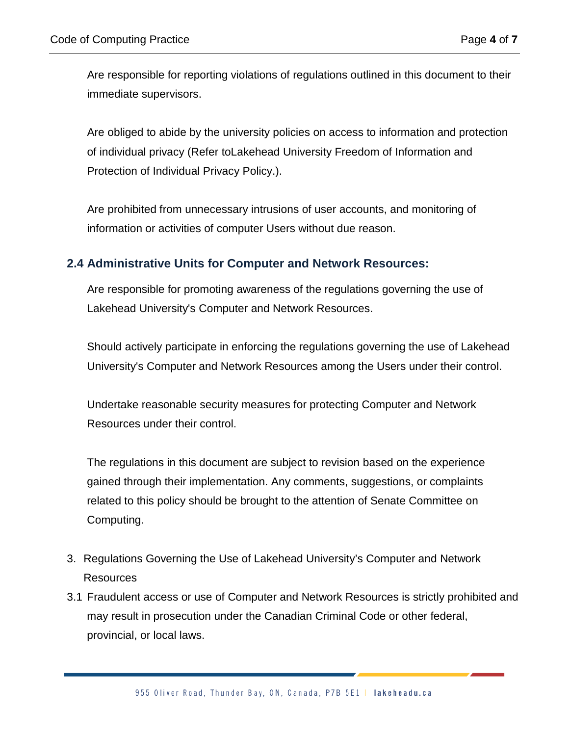Are responsible for reporting violations of regulations outlined in this document to their immediate supervisors.

Are obliged to abide by the university policies on access to information and protection of individual privacy (Refer toLakehead University Freedom of Information and Protection of Individual Privacy Policy.).

Are prohibited from unnecessary intrusions of user accounts, and monitoring of information or activities of computer Users without due reason.

### 2.4 Administrative Units for Computer and Network Resources:

Are responsible for promoting awareness of the regulations governing the use of Lakehead University's Computer and Network Resources.

Should actively participate in enforcing the regulations governing the use of Lakehead University's Computer and Network Resources among the Users under their control.

Undertake reasonable security measures for protecting Computer and Network Resources under their control.

The regulations in this document are subject to revision based on the experience gained through their implementation. Any comments, suggestions, or complaints related to this policy should be brought to the attention of Senate Committee on Computing.

3. Regulations Governing the Use of Lakehead University's Computer and Network Resources

3.1 Fraudulent access or use of Computer and Network Resources is strictly prohibited and may result in prosecution under the Canadian Criminal Code or other federal, provincial, or local laws.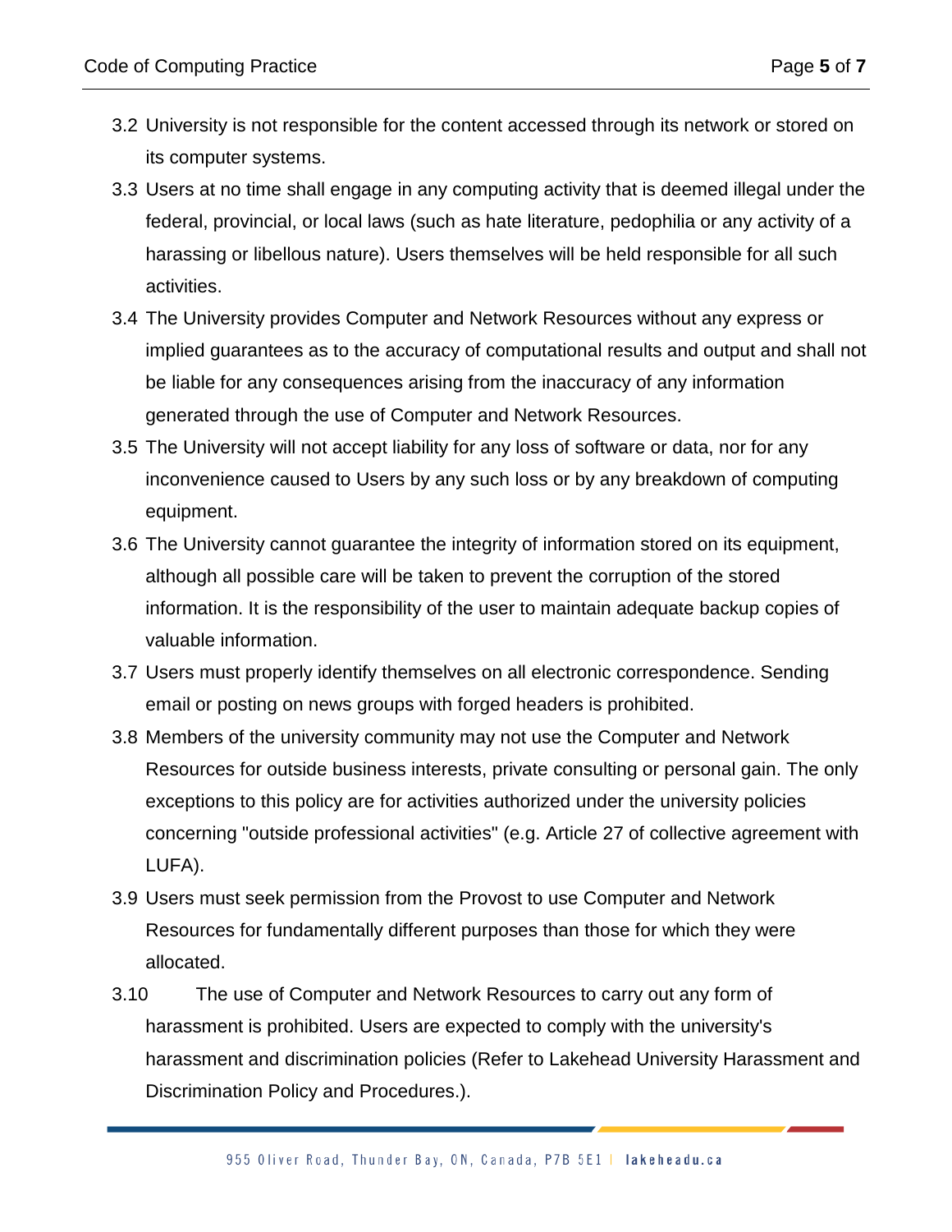3.2 University is not responsible for the content accessed through its network or stored on its computer systems.

3.3 Users at no time shall engage in any computing activity that is deemed illegal under the federal, provincial, or local laws (such as hate literature, pedophilia or any activity of a harassing or libellous nature). Users themselves will be held responsible for all such activities.

3.4 The University provides Computer and Network Resources without any express or implied guarantees as to the accuracy of computational results and output and shall not be liable for any consequences arising from the inaccuracy of any information generated through the use of Computer and Network Resources.

3.5 The University will not accept liability for any loss of software or data, nor for any inconvenience caused to Users by any such loss or by any breakdown of computing equipment.

3.6 The University cannot guarantee the integrity of information stored on its equipment, although all possible care will be taken to prevent the corruption of the stored information. It is the responsibility of the user to maintain adequate backup copies of valuable information.

3.7 Users must properly identify themselves on all electronic correspondence. Sending email or posting on news groups with forged headers is prohibited.

3.8 Members of the university community may not use the Computer and Network Resources for outside business interests, private consulting or personal gain. The only exceptions to this policy are for activities authorized under the university policies concerning "outside professional activities" (e.g. Article 27 of collective agreement with LUFA).

3.9 Users must seek permission from the Provost to use Computer and Network Resources for fundamentally different purposes than those for which they were allocated.

3.10 The use of Computer and Network Resources to carry out any form of harassment is prohibited. Users are expected to comply with the university's harassment and discrimination policies (Refer to Lakehead University Harassment and Discrimination Policy and Procedures.).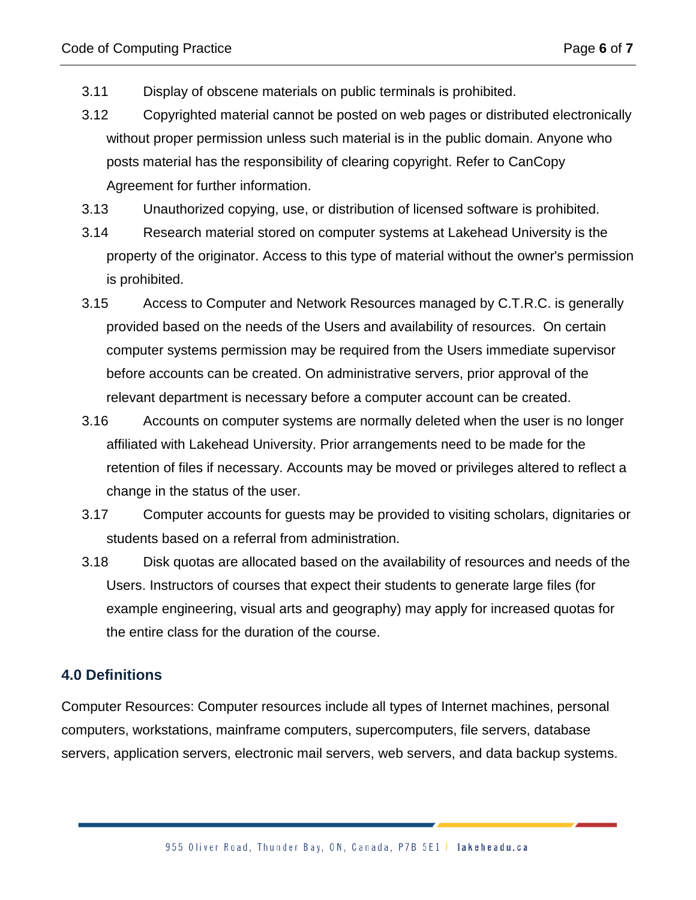3.11 Display of obscene materials on public terminals is prohibited.

3.12 Copyrighted material cannot be posted on web pages or distributed electronically without proper permission unless such material is in the public domain. Anyone who posts material has the responsibility of clearing copyright. Refer to CanCopy Agreement for further information.

3.13 Unauthorized copying, use, or distribution of licensed software is prohibited.

3.14 Research material stored on computer systems at Lakehead University is the property of the originator. Access to this type of material without the owner's permission is prohibited.

3.15 Access to Computer and Network Resources managed by C.T.R.C. is generally provided based on the needs of the Users and availability of resources. On certain computer systems permission may be required from the Users immediate supervisor before accounts can be created. On administrative servers, prior approval of the relevant department is necessary before a computer account can be created.

3.16 Accounts on computer systems are normally deleted when the user is no longer affiliated with Lakehead University. Prior arrangements need to be made for the retention of files if necessary. Accounts may be moved or privileges altered to reflect a change in the status of the user.

3.17 Computer accounts for guests may be provided to visiting scholars, dignitaries or students based on a referral from administration.

3.18 Disk quotas are allocated based on the availability of resources and needs of the Users. Instructors of courses that expect their students to generate large files (for example engineering, visual arts and geography) may apply for increased quotas for the entire class for the duration of the course.

## 4.0 Definitions

Computer Resources: Computer resources include all types of Internet machines, personal computers, workstations, mainframe computers, supercomputers, file servers, database servers, application servers, electronic mail servers, web servers, and data backup systems.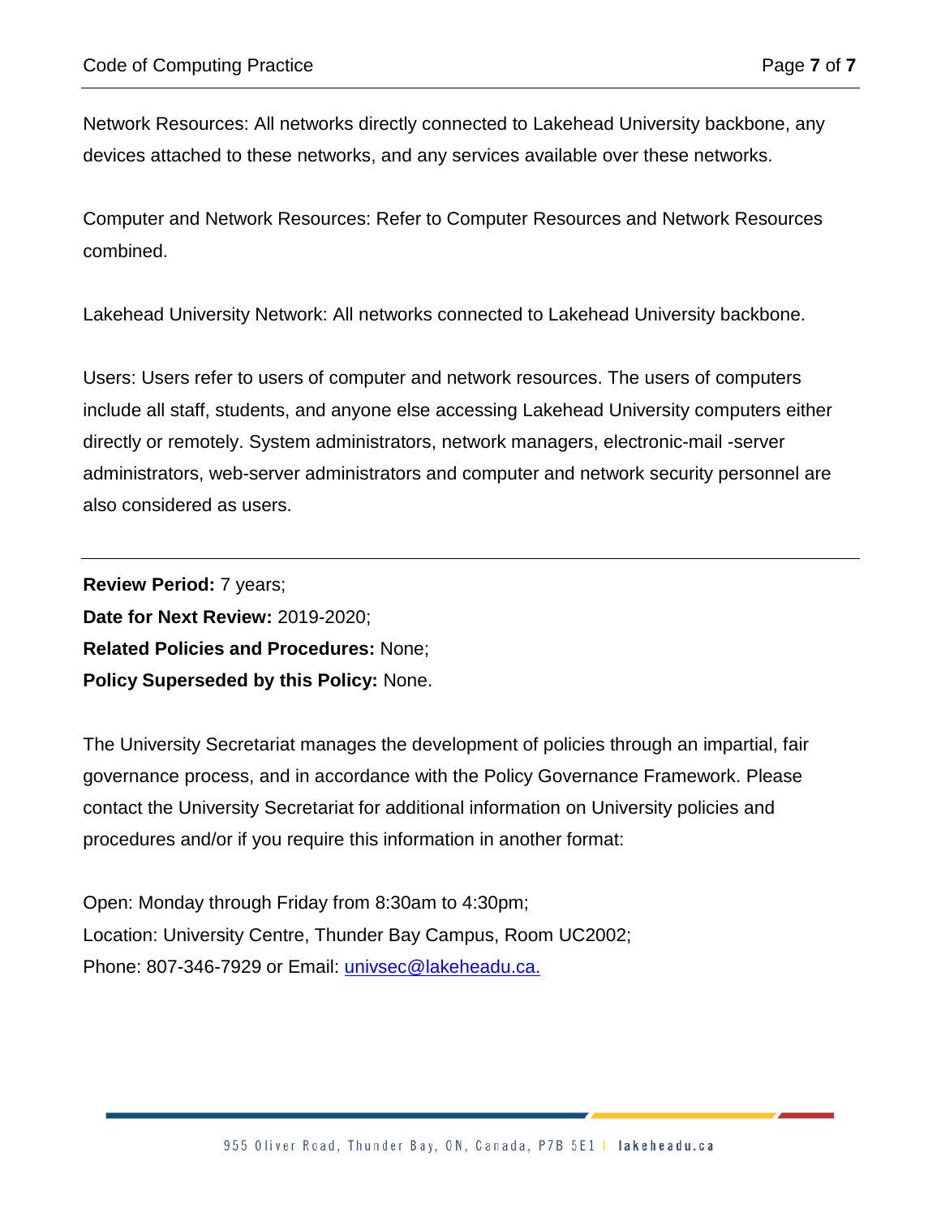Network Resources: All networks directly connected to Lakehead University backbone, any devices attached to these networks, and any services available over these networks.

Computer and Network Resources: Refer to Computer Resources and Network Resources combined.

Lakehead University Network: All networks connected to Lakehead University backbone.

Users: Users refer to users of computer and network resources. The users of computers include all staff, students, and anyone else accessing Lakehead University computers either directly or remotely. System administrators, network managers, electronic-mail -server administrators, web-server administrators and computer and network security personnel are also considered as users.

---

**Review Period:** 7 years;
**Date for Next Review:** 2019-2020;
**Related Policies and Procedures:** None;
**Policy Superseded by this Policy:** None.

The University Secretariat manages the development of policies through an impartial, fair governance process, and in accordance with the Policy Governance Framework. Please contact the University Secretariat for additional information on University policies and procedures and/or if you require this information in another format:

Open: Monday through Friday from 8:30am to 4:30pm;
Location: University Centre, Thunder Bay Campus, Room UC2002;
Phone: 807-346-7929 or Email: univsec@lakeheadu.ca.